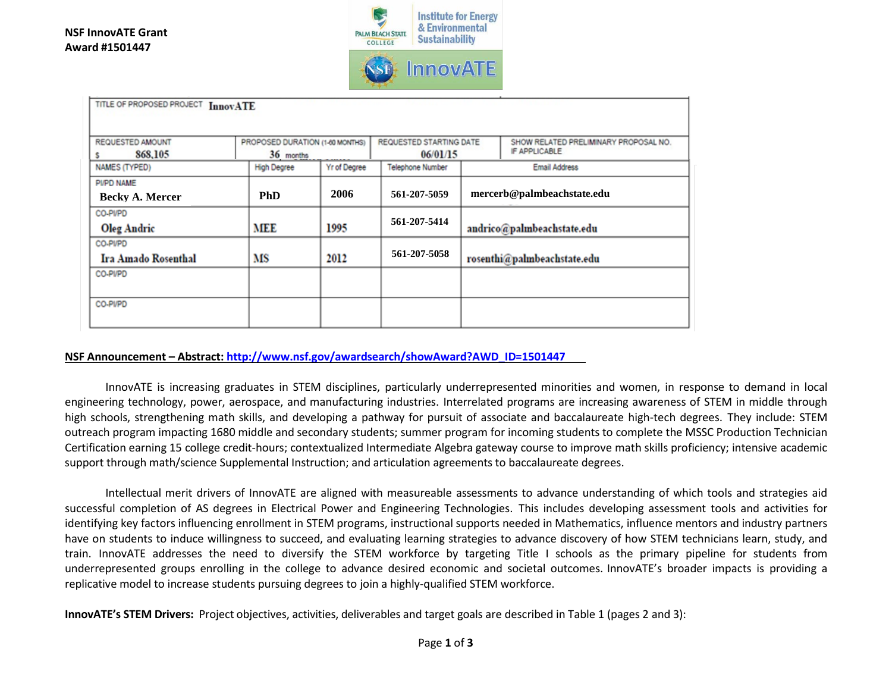**NSF InnovATE Grant**
**Award #1501447**

Institute for Energy & Environmental Sustainability

InnovATE

| TITLE OF PROPOSED PROJECT InnovATE | | | | |
|---|---|---|---|---|
| REQUESTED AMOUNT $ 868,105 | PROPOSED DURATION (1-60 MONTHS) 36 months | | REQUESTED STARTING DATE 06/01/15 | SHOW RELATED PRELIMINARY PROPOSAL NO. IF APPLICABLE |
| NAMES (TYPED) | High Degree | Yr of Degree | Telephone Number | Email Address |
| PI/PD NAME Becky A. Mercer | PhD | 2006 | 561-207-5059 | mercerb@palmbeachstate.edu |
| CO-PI/PD Oleg Andric | MEE | 1995 | 561-207-5414 | andrico@palmbeachstate.edu |
| CO-PI/PD Ira Amado Rosenthal | MS | 2012 | 561-207-5058 | rosenthi@palmbeachstate.edu |
| CO-PI/PD | | | | |
| CO-PI/PD | | | | |

**NSF Announcement – Abstract:** http://www.nsf.gov/awardsearch/showAward?AWD_ID=1501447

InnovATE is increasing graduates in STEM disciplines, particularly underrepresented minorities and women, in response to demand in local engineering technology, power, aerospace, and manufacturing industries. Interrelated programs are increasing awareness of STEM in middle through high schools, strengthening math skills, and developing a pathway for pursuit of associate and baccalaureate high-tech degrees. They include: STEM outreach program impacting 1680 middle and secondary students; summer program for incoming students to complete the MSSC Production Technician Certification earning 15 college credit-hours; contextualized Intermediate Algebra gateway course to improve math skills proficiency; intensive academic support through math/science Supplemental Instruction; and articulation agreements to baccalaureate degrees.

Intellectual merit drivers of InnovATE are aligned with measureable assessments to advance understanding of which tools and strategies aid successful completion of AS degrees in Electrical Power and Engineering Technologies. This includes developing assessment tools and activities for identifying key factors influencing enrollment in STEM programs, instructional supports needed in Mathematics, influence mentors and industry partners have on students to induce willingness to succeed, and evaluating learning strategies to advance discovery of how STEM technicians learn, study, and train. InnovATE addresses the need to diversify the STEM workforce by targeting Title I schools as the primary pipeline for students from underrepresented groups enrolling in the college to advance desired economic and societal outcomes. InnovATE's broader impacts is providing a replicative model to increase students pursuing degrees to join a highly-qualified STEM workforce.

**InnovATE's STEM Drivers:** Project objectives, activities, deliverables and target goals are described in Table 1 (pages 2 and 3):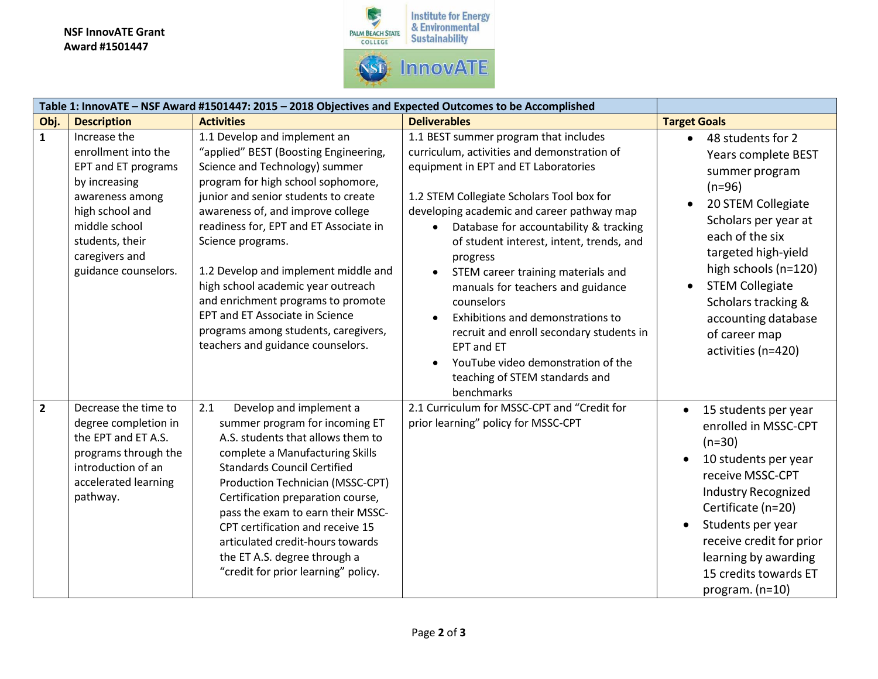**NSF InnovATE Grant**
**Award #1501447**

| Table 1: InnovATE – NSF Award #1501447: 2015 – 2018 Objectives and Expected Outcomes to be Accomplished | | | | |
|---|---|---|---|---|
| **Obj.** | **Description** | **Activities** | **Deliverables** | **Target Goals** |
| **1** | Increase the enrollment into the EPT and ET programs by increasing awareness among high school and middle school students, their caregivers and guidance counselors. | 1.1 Develop and implement an "applied" BEST (Boosting Engineering, Science and Technology) summer program for high school sophomore, junior and senior students to create awareness of, and improve college readiness for, EPT and ET Associate in Science programs.<br><br>1.2 Develop and implement middle and high school academic year outreach and enrichment programs to promote EPT and ET Associate in Science programs among students, caregivers, teachers and guidance counselors. | 1.1 BEST summer program that includes curriculum, activities and demonstration of equipment in EPT and ET Laboratories<br><br>1.2 STEM Collegiate Scholars Tool box for developing academic and career pathway map<br>• Database for accountability & tracking of student interest, intent, trends, and progress<br>• STEM career training materials and manuals for teachers and guidance counselors<br>• Exhibitions and demonstrations to recruit and enroll secondary students in EPT and ET<br>• YouTube video demonstration of the teaching of STEM standards and benchmarks | • 48 students for 2 Years complete BEST summer program (n=96)<br>• 20 STEM Collegiate Scholars per year at each of the six targeted high-yield high schools (n=120)<br>• STEM Collegiate Scholars tracking & accounting database of career map activities (n=420) |
| **2** | Decrease the time to degree completion in the EPT and ET A.S. programs through the introduction of an accelerated learning pathway. | 2.1 Develop and implement a summer program for incoming ET A.S. students that allows them to complete a Manufacturing Skills Standards Council Certified Production Technician (MSSC-CPT) Certification preparation course, pass the exam to earn their MSSC-CPT certification and receive 15 articulated credit-hours towards the ET A.S. degree through a "credit for prior learning" policy. | 2.1 Curriculum for MSSC-CPT and "Credit for prior learning" policy for MSSC-CPT | • 15 students per year enrolled in MSSC-CPT (n=30)<br>• 10 students per year receive MSSC-CPT Industry Recognized Certificate (n=20)<br>• Students per year receive credit for prior learning by awarding 15 credits towards ET program. (n=10) |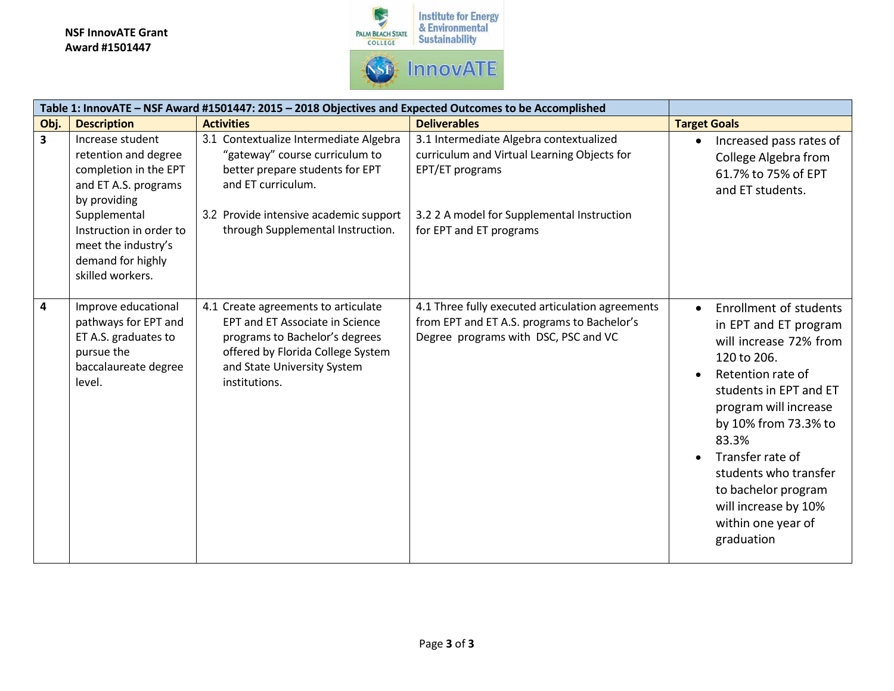**NSF InnovATE Grant**
**Award #1501447**

| Table 1: InnovATE – NSF Award #1501447: 2015 – 2018 Objectives and Expected Outcomes to be Accomplished | | | | |
|---|---|---|---|---|
| **Obj.** | **Description** | **Activities** | **Deliverables** | **Target Goals** |
| **3** | Increase student retention and degree completion in the EPT and ET A.S. programs by providing Supplemental Instruction in order to meet the industry's demand for highly skilled workers. | 3.1 Contextualize Intermediate Algebra "gateway" course curriculum to better prepare students for EPT and ET curriculum.<br><br>3.2 Provide intensive academic support through Supplemental Instruction. | 3.1 Intermediate Algebra contextualized curriculum and Virtual Learning Objects for EPT/ET programs<br><br>3.2 2 A model for Supplemental Instruction for EPT and ET programs | • Increased pass rates of College Algebra from 61.7% to 75% of EPT and ET students. |
| **4** | Improve educational pathways for EPT and ET A.S. graduates to pursue the baccalaureate degree level. | 4.1 Create agreements to articulate EPT and ET Associate in Science programs to Bachelor's degrees offered by Florida College System and State University System institutions. | 4.1 Three fully executed articulation agreements from EPT and ET A.S. programs to Bachelor's Degree programs with DSC, PSC and VC | • Enrollment of students in EPT and ET program will increase 72% from 120 to 206.<br>• Retention rate of students in EPT and ET program will increase by 10% from 73.3% to 83.3%<br>• Transfer rate of students who transfer to bachelor program will increase by 10% within one year of graduation |